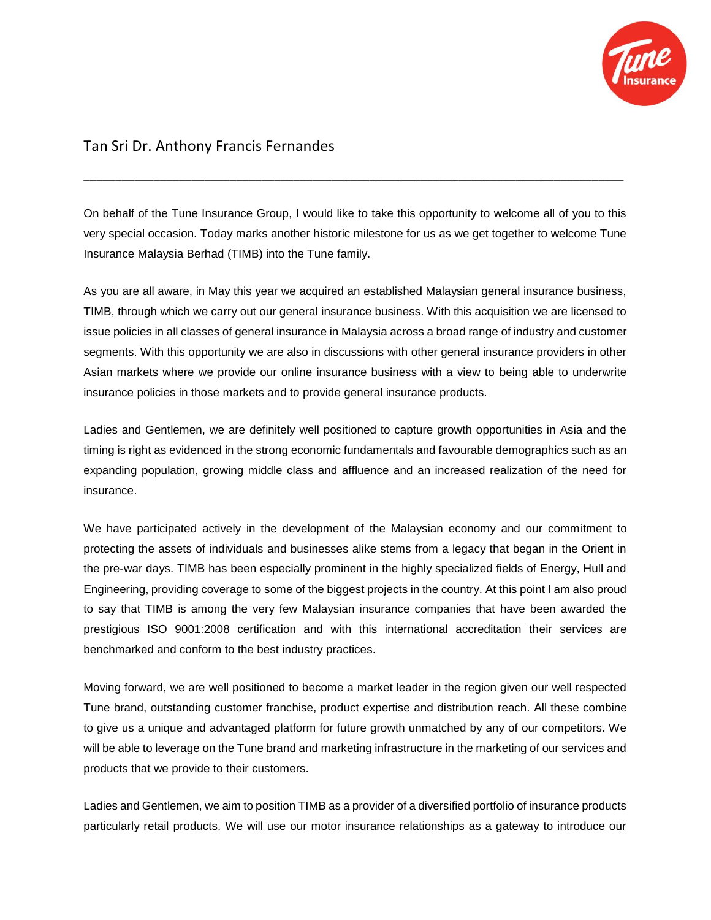## Tan Sri Dr. Anthony Francis Fernandes

---

On behalf of the Tune Insurance Group, I would like to take this opportunity to welcome all of you to this very special occasion. Today marks another historic milestone for us as we get together to welcome Tune Insurance Malaysia Berhad (TIMB) into the Tune family.

As you are all aware, in May this year we acquired an established Malaysian general insurance business, TIMB, through which we carry out our general insurance business. With this acquisition we are licensed to issue policies in all classes of general insurance in Malaysia across a broad range of industry and customer segments. With this opportunity we are also in discussions with other general insurance providers in other Asian markets where we provide our online insurance business with a view to being able to underwrite insurance policies in those markets and to provide general insurance products.

Ladies and Gentlemen, we are definitely well positioned to capture growth opportunities in Asia and the timing is right as evidenced in the strong economic fundamentals and favourable demographics such as an expanding population, growing middle class and affluence and an increased realization of the need for insurance.

We have participated actively in the development of the Malaysian economy and our commitment to protecting the assets of individuals and businesses alike stems from a legacy that began in the Orient in the pre-war days. TIMB has been especially prominent in the highly specialized fields of Energy, Hull and Engineering, providing coverage to some of the biggest projects in the country. At this point I am also proud to say that TIMB is among the very few Malaysian insurance companies that have been awarded the prestigious ISO 9001:2008 certification and with this international accreditation their services are benchmarked and conform to the best industry practices.

Moving forward, we are well positioned to become a market leader in the region given our well respected Tune brand, outstanding customer franchise, product expertise and distribution reach. All these combine to give us a unique and advantaged platform for future growth unmatched by any of our competitors. We will be able to leverage on the Tune brand and marketing infrastructure in the marketing of our services and products that we provide to their customers.

Ladies and Gentlemen, we aim to position TIMB as a provider of a diversified portfolio of insurance products particularly retail products. We will use our motor insurance relationships as a gateway to introduce our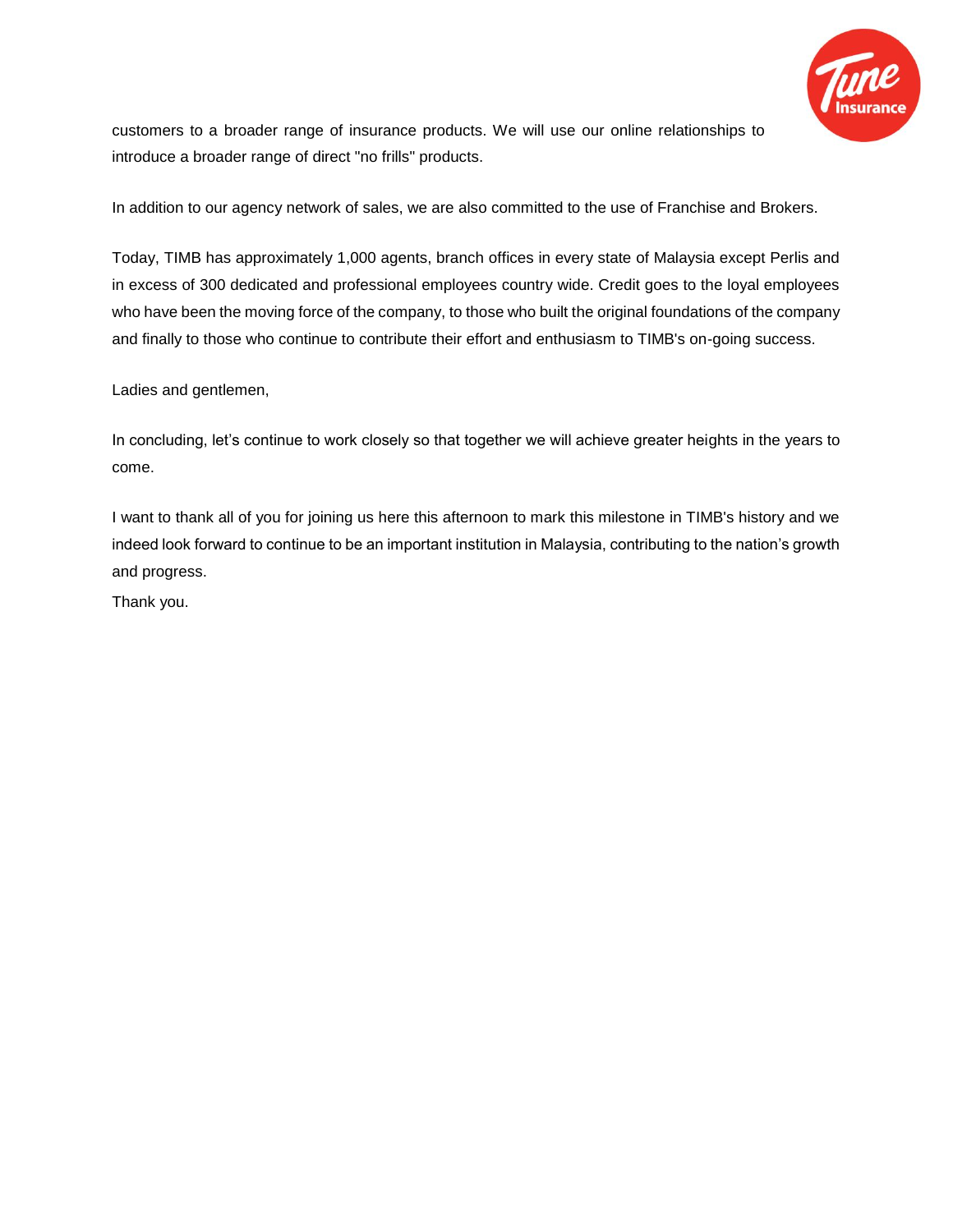customers to a broader range of insurance products. We will use our online relationships to introduce a broader range of direct "no frills" products.

In addition to our agency network of sales, we are also committed to the use of Franchise and Brokers.

Today, TIMB has approximately 1,000 agents, branch offices in every state of Malaysia except Perlis and in excess of 300 dedicated and professional employees country wide. Credit goes to the loyal employees who have been the moving force of the company, to those who built the original foundations of the company and finally to those who continue to contribute their effort and enthusiasm to TIMB's on-going success.

Ladies and gentlemen,

In concluding, let's continue to work closely so that together we will achieve greater heights in the years to come.

I want to thank all of you for joining us here this afternoon to mark this milestone in TIMB's history and we indeed look forward to continue to be an important institution in Malaysia, contributing to the nation's growth and progress.

Thank you.